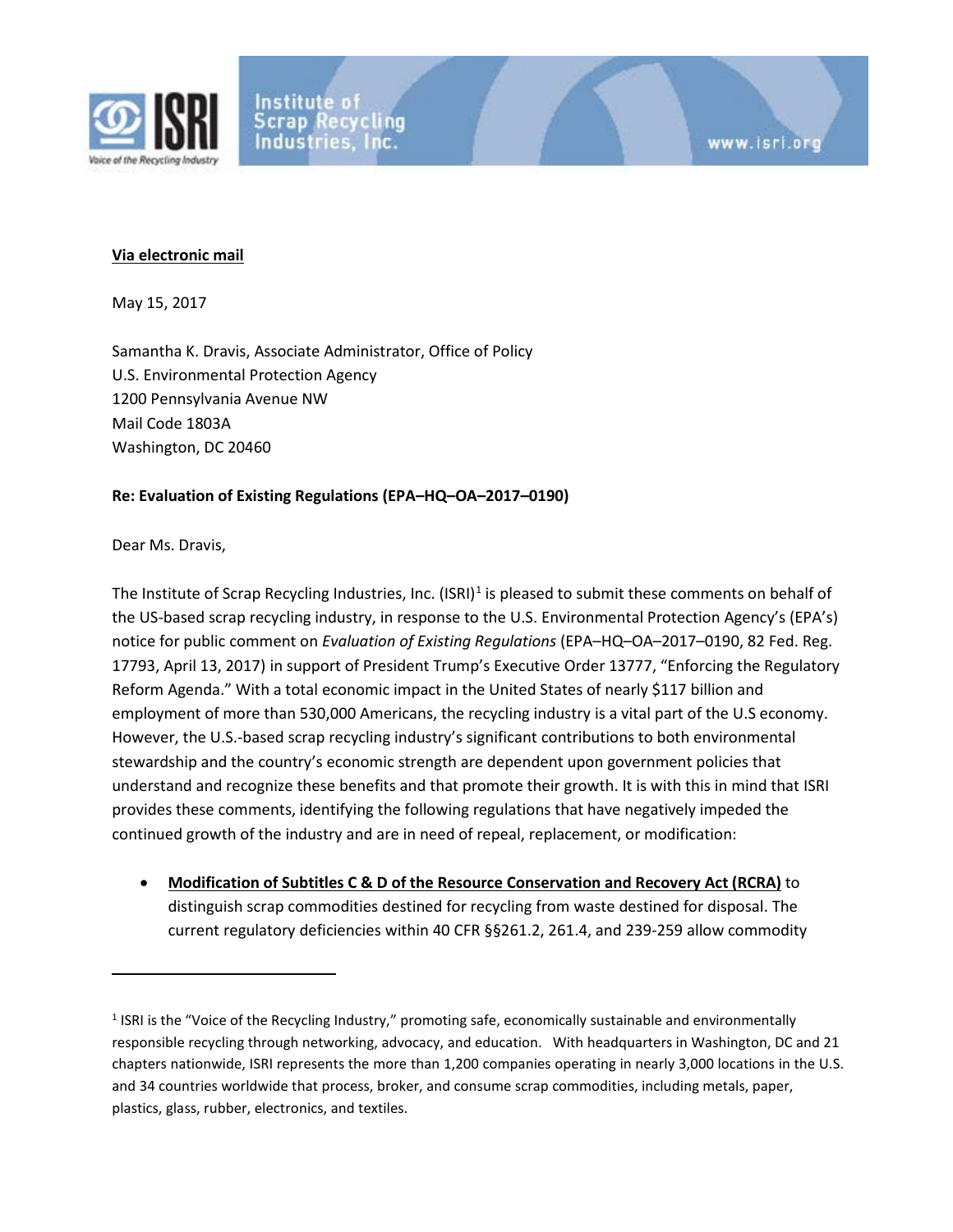**Via electronic mail**

May 15, 2017

Samantha K. Dravis, Associate Administrator, Office of Policy
U.S. Environmental Protection Agency
1200 Pennsylvania Avenue NW
Mail Code 1803A
Washington, DC 20460

**Re: Evaluation of Existing Regulations (EPA–HQ–OA–2017–0190)**

Dear Ms. Dravis,

The Institute of Scrap Recycling Industries, Inc. (ISRI)[1] is pleased to submit these comments on behalf of the US-based scrap recycling industry, in response to the U.S. Environmental Protection Agency's (EPA's) notice for public comment on *Evaluation of Existing Regulations* (EPA–HQ–OA–2017–0190, 82 Fed. Reg. 17793, April 13, 2017) in support of President Trump's Executive Order 13777, "Enforcing the Regulatory Reform Agenda." With a total economic impact in the United States of nearly $117 billion and employment of more than 530,000 Americans, the recycling industry is a vital part of the U.S economy. However, the U.S.-based scrap recycling industry's significant contributions to both environmental stewardship and the country's economic strength are dependent upon government policies that understand and recognize these benefits and that promote their growth. It is with this in mind that ISRI provides these comments, identifying the following regulations that have negatively impeded the continued growth of the industry and are in need of repeal, replacement, or modification:

- **Modification of Subtitles C & D of the Resource Conservation and Recovery Act (RCRA)** to distinguish scrap commodities destined for recycling from waste destined for disposal. The current regulatory deficiencies within 40 CFR §§261.2, 261.4, and 239-259 allow commodity

[1] ISRI is the "Voice of the Recycling Industry," promoting safe, economically sustainable and environmentally responsible recycling through networking, advocacy, and education. With headquarters in Washington, DC and 21 chapters nationwide, ISRI represents the more than 1,200 companies operating in nearly 3,000 locations in the U.S. and 34 countries worldwide that process, broker, and consume scrap commodities, including metals, paper, plastics, glass, rubber, electronics, and textiles.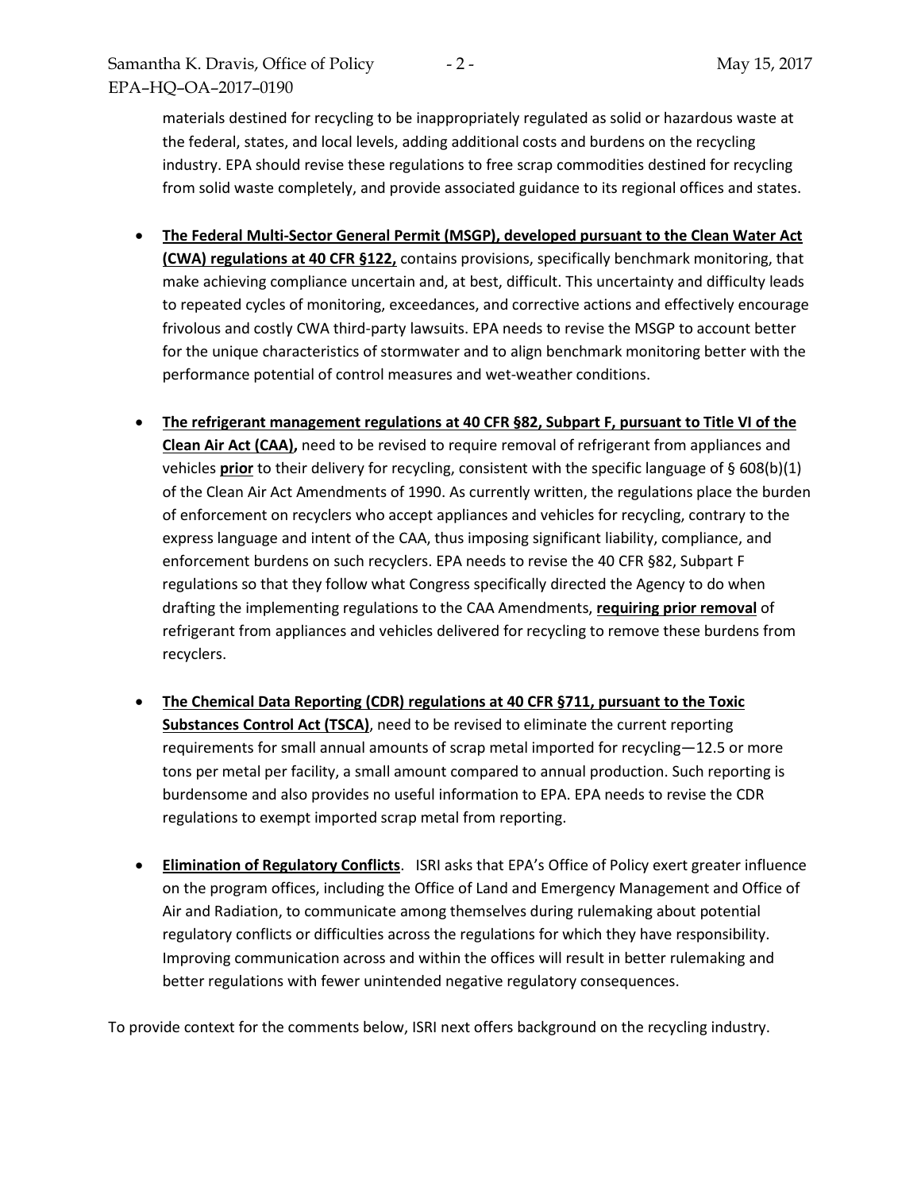materials destined for recycling to be inappropriately regulated as solid or hazardous waste at the federal, states, and local levels, adding additional costs and burdens on the recycling industry. EPA should revise these regulations to free scrap commodities destined for recycling from solid waste completely, and provide associated guidance to its regional offices and states.

- **The Federal Multi-Sector General Permit (MSGP), developed pursuant to the Clean Water Act (CWA) regulations at 40 CFR §122,** contains provisions, specifically benchmark monitoring, that make achieving compliance uncertain and, at best, difficult. This uncertainty and difficulty leads to repeated cycles of monitoring, exceedances, and corrective actions and effectively encourage frivolous and costly CWA third-party lawsuits. EPA needs to revise the MSGP to account better for the unique characteristics of stormwater and to align benchmark monitoring better with the performance potential of control measures and wet-weather conditions.

- **The refrigerant management regulations at 40 CFR §82, Subpart F, pursuant to Title VI of the Clean Air Act (CAA),** need to be revised to require removal of refrigerant from appliances and vehicles **prior** to their delivery for recycling, consistent with the specific language of § 608(b)(1) of the Clean Air Act Amendments of 1990. As currently written, the regulations place the burden of enforcement on recyclers who accept appliances and vehicles for recycling, contrary to the express language and intent of the CAA, thus imposing significant liability, compliance, and enforcement burdens on such recyclers. EPA needs to revise the 40 CFR §82, Subpart F regulations so that they follow what Congress specifically directed the Agency to do when drafting the implementing regulations to the CAA Amendments, **requiring prior removal** of refrigerant from appliances and vehicles delivered for recycling to remove these burdens from recyclers.

- **The Chemical Data Reporting (CDR) regulations at 40 CFR §711, pursuant to the Toxic Substances Control Act (TSCA)**, need to be revised to eliminate the current reporting requirements for small annual amounts of scrap metal imported for recycling—12.5 or more tons per metal per facility, a small amount compared to annual production. Such reporting is burdensome and also provides no useful information to EPA. EPA needs to revise the CDR regulations to exempt imported scrap metal from reporting.

- **Elimination of Regulatory Conflicts**. ISRI asks that EPA's Office of Policy exert greater influence on the program offices, including the Office of Land and Emergency Management and Office of Air and Radiation, to communicate among themselves during rulemaking about potential regulatory conflicts or difficulties across the regulations for which they have responsibility. Improving communication across and within the offices will result in better rulemaking and better regulations with fewer unintended negative regulatory consequences.

To provide context for the comments below, ISRI next offers background on the recycling industry.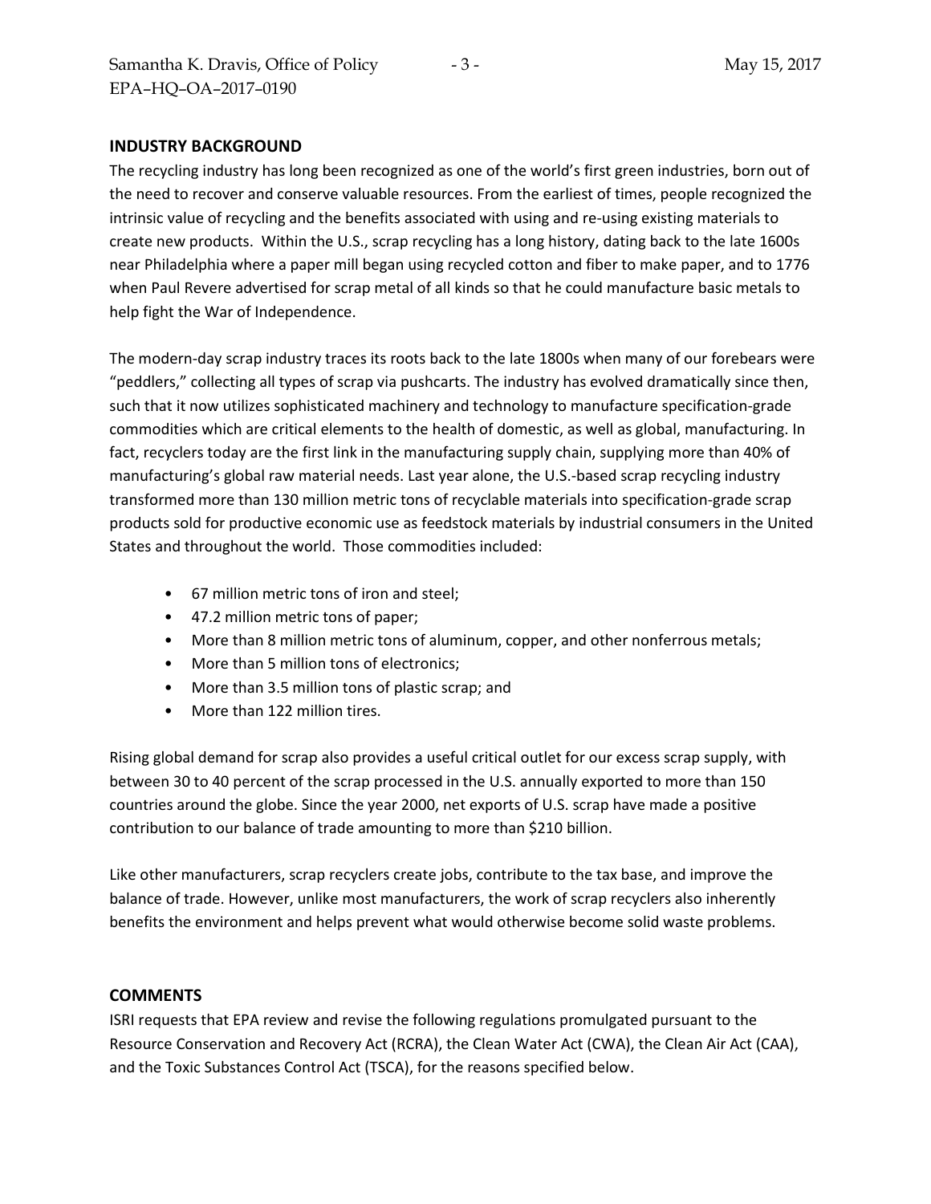## INDUSTRY BACKGROUND

The recycling industry has long been recognized as one of the world's first green industries, born out of the need to recover and conserve valuable resources. From the earliest of times, people recognized the intrinsic value of recycling and the benefits associated with using and re-using existing materials to create new products. Within the U.S., scrap recycling has a long history, dating back to the late 1600s near Philadelphia where a paper mill began using recycled cotton and fiber to make paper, and to 1776 when Paul Revere advertised for scrap metal of all kinds so that he could manufacture basic metals to help fight the War of Independence.

The modern-day scrap industry traces its roots back to the late 1800s when many of our forebears were "peddlers," collecting all types of scrap via pushcarts. The industry has evolved dramatically since then, such that it now utilizes sophisticated machinery and technology to manufacture specification-grade commodities which are critical elements to the health of domestic, as well as global, manufacturing. In fact, recyclers today are the first link in the manufacturing supply chain, supplying more than 40% of manufacturing's global raw material needs. Last year alone, the U.S.-based scrap recycling industry transformed more than 130 million metric tons of recyclable materials into specification-grade scrap products sold for productive economic use as feedstock materials by industrial consumers in the United States and throughout the world. Those commodities included:

- 67 million metric tons of iron and steel;
- 47.2 million metric tons of paper;
- More than 8 million metric tons of aluminum, copper, and other nonferrous metals;
- More than 5 million tons of electronics;
- More than 3.5 million tons of plastic scrap; and
- More than 122 million tires.

Rising global demand for scrap also provides a useful critical outlet for our excess scrap supply, with between 30 to 40 percent of the scrap processed in the U.S. annually exported to more than 150 countries around the globe. Since the year 2000, net exports of U.S. scrap have made a positive contribution to our balance of trade amounting to more than $210 billion.

Like other manufacturers, scrap recyclers create jobs, contribute to the tax base, and improve the balance of trade. However, unlike most manufacturers, the work of scrap recyclers also inherently benefits the environment and helps prevent what would otherwise become solid waste problems.

## COMMENTS

ISRI requests that EPA review and revise the following regulations promulgated pursuant to the Resource Conservation and Recovery Act (RCRA), the Clean Water Act (CWA), the Clean Air Act (CAA), and the Toxic Substances Control Act (TSCA), for the reasons specified below.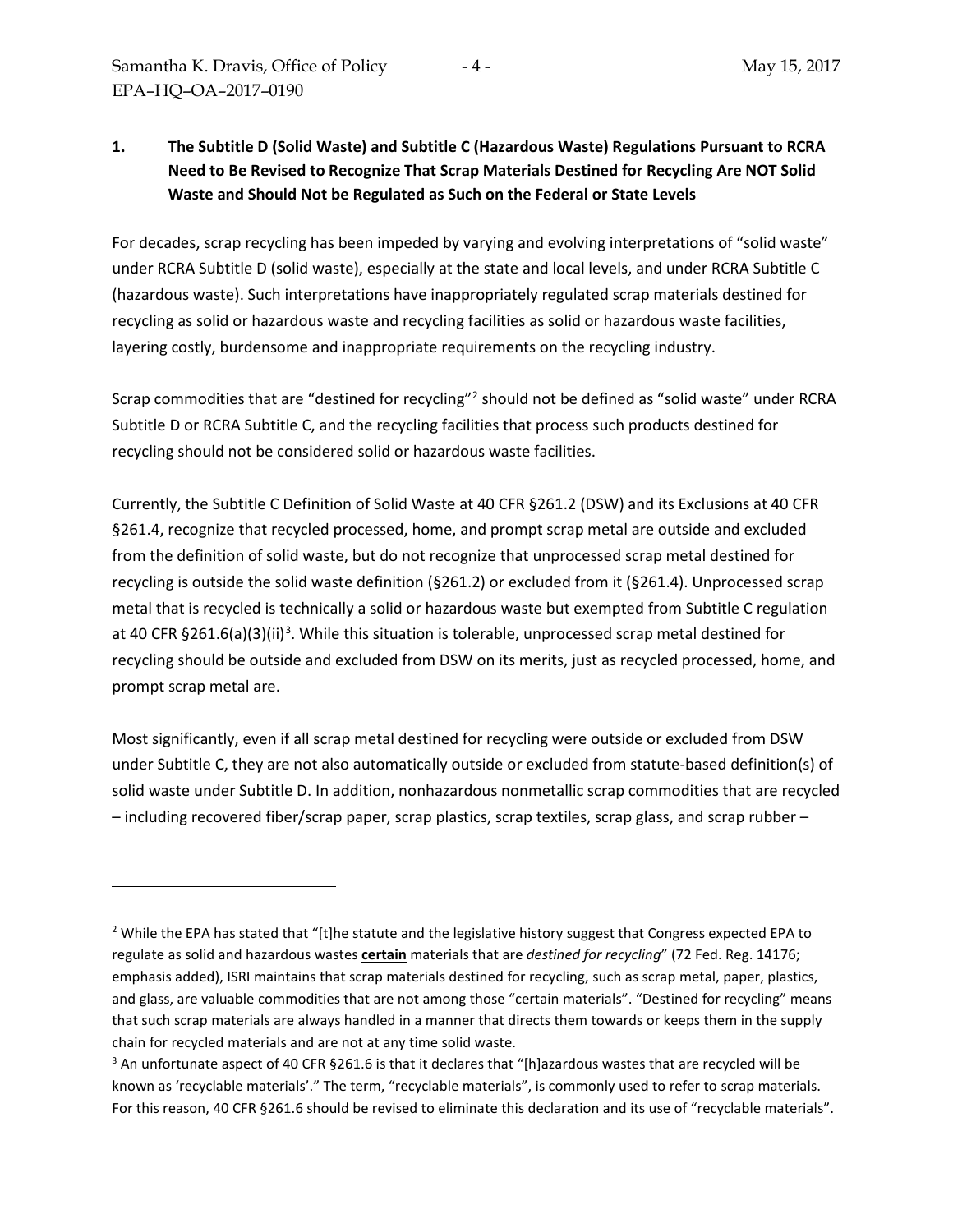## 1. The Subtitle D (Solid Waste) and Subtitle C (Hazardous Waste) Regulations Pursuant to RCRA Need to Be Revised to Recognize That Scrap Materials Destined for Recycling Are NOT Solid Waste and Should Not be Regulated as Such on the Federal or State Levels

For decades, scrap recycling has been impeded by varying and evolving interpretations of "solid waste" under RCRA Subtitle D (solid waste), especially at the state and local levels, and under RCRA Subtitle C (hazardous waste). Such interpretations have inappropriately regulated scrap materials destined for recycling as solid or hazardous waste and recycling facilities as solid or hazardous waste facilities, layering costly, burdensome and inappropriate requirements on the recycling industry.

Scrap commodities that are "destined for recycling"[2] should not be defined as "solid waste" under RCRA Subtitle D or RCRA Subtitle C, and the recycling facilities that process such products destined for recycling should not be considered solid or hazardous waste facilities.

Currently, the Subtitle C Definition of Solid Waste at 40 CFR §261.2 (DSW) and its Exclusions at 40 CFR §261.4, recognize that recycled processed, home, and prompt scrap metal are outside and excluded from the definition of solid waste, but do not recognize that unprocessed scrap metal destined for recycling is outside the solid waste definition (§261.2) or excluded from it (§261.4). Unprocessed scrap metal that is recycled is technically a solid or hazardous waste but exempted from Subtitle C regulation at 40 CFR §261.6(a)(3)(ii)[3]. While this situation is tolerable, unprocessed scrap metal destined for recycling should be outside and excluded from DSW on its merits, just as recycled processed, home, and prompt scrap metal are.

Most significantly, even if all scrap metal destined for recycling were outside or excluded from DSW under Subtitle C, they are not also automatically outside or excluded from statute-based definition(s) of solid waste under Subtitle D. In addition, nonhazardous nonmetallic scrap commodities that are recycled – including recovered fiber/scrap paper, scrap plastics, scrap textiles, scrap glass, and scrap rubber –

---

[2] While the EPA has stated that "[t]he statute and the legislative history suggest that Congress expected EPA to regulate as solid and hazardous wastes **certain** materials that are *destined for recycling*" (72 Fed. Reg. 14176; emphasis added), ISRI maintains that scrap materials destined for recycling, such as scrap metal, paper, plastics, and glass, are valuable commodities that are not among those "certain materials". "Destined for recycling" means that such scrap materials are always handled in a manner that directs them towards or keeps them in the supply chain for recycled materials and are not at any time solid waste.

[3] An unfortunate aspect of 40 CFR §261.6 is that it declares that "[h]azardous wastes that are recycled will be known as 'recyclable materials'." The term, "recyclable materials", is commonly used to refer to scrap materials. For this reason, 40 CFR §261.6 should be revised to eliminate this declaration and its use of "recyclable materials".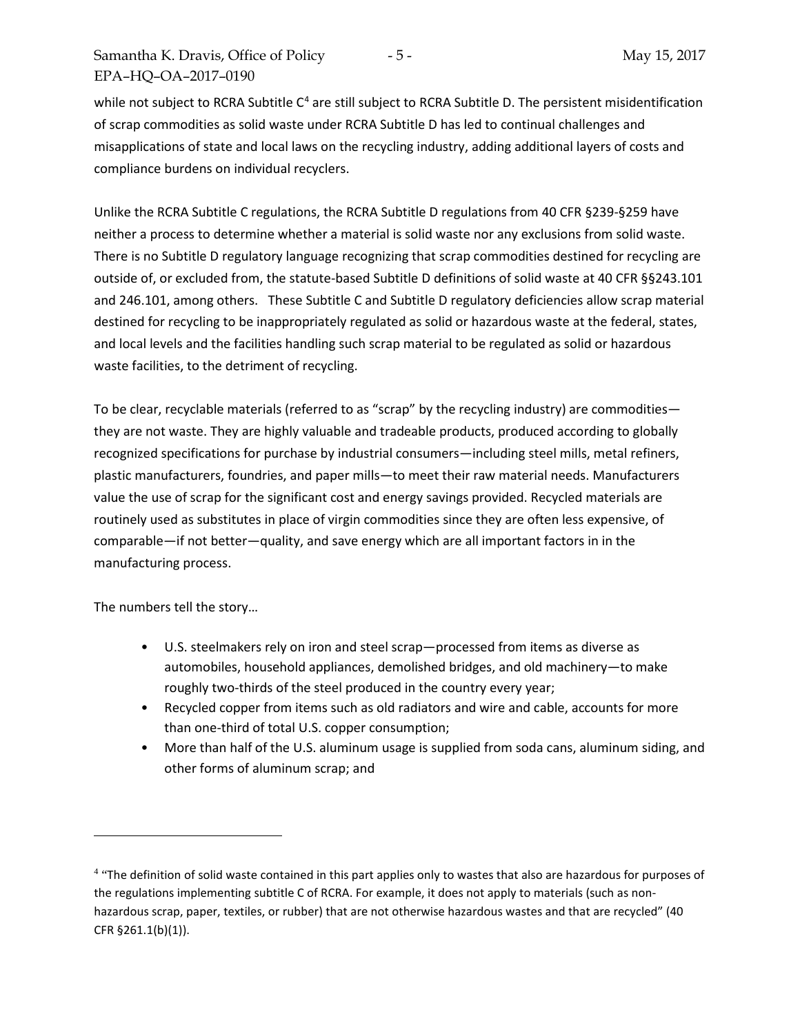while not subject to RCRA Subtitle C[4] are still subject to RCRA Subtitle D. The persistent misidentification of scrap commodities as solid waste under RCRA Subtitle D has led to continual challenges and misapplications of state and local laws on the recycling industry, adding additional layers of costs and compliance burdens on individual recyclers.

Unlike the RCRA Subtitle C regulations, the RCRA Subtitle D regulations from 40 CFR §239-§259 have neither a process to determine whether a material is solid waste nor any exclusions from solid waste. There is no Subtitle D regulatory language recognizing that scrap commodities destined for recycling are outside of, or excluded from, the statute-based Subtitle D definitions of solid waste at 40 CFR §§243.101 and 246.101, among others. These Subtitle C and Subtitle D regulatory deficiencies allow scrap material destined for recycling to be inappropriately regulated as solid or hazardous waste at the federal, states, and local levels and the facilities handling such scrap material to be regulated as solid or hazardous waste facilities, to the detriment of recycling.

To be clear, recyclable materials (referred to as "scrap" by the recycling industry) are commodities—they are not waste. They are highly valuable and tradeable products, produced according to globally recognized specifications for purchase by industrial consumers—including steel mills, metal refiners, plastic manufacturers, foundries, and paper mills—to meet their raw material needs. Manufacturers value the use of scrap for the significant cost and energy savings provided. Recycled materials are routinely used as substitutes in place of virgin commodities since they are often less expensive, of comparable—if not better—quality, and save energy which are all important factors in in the manufacturing process.

The numbers tell the story…

- U.S. steelmakers rely on iron and steel scrap—processed from items as diverse as automobiles, household appliances, demolished bridges, and old machinery—to make roughly two-thirds of the steel produced in the country every year;
- Recycled copper from items such as old radiators and wire and cable, accounts for more than one-third of total U.S. copper consumption;
- More than half of the U.S. aluminum usage is supplied from soda cans, aluminum siding, and other forms of aluminum scrap; and

---

[4] "The definition of solid waste contained in this part applies only to wastes that also are hazardous for purposes of the regulations implementing subtitle C of RCRA. For example, it does not apply to materials (such as non-hazardous scrap, paper, textiles, or rubber) that are not otherwise hazardous wastes and that are recycled" (40 CFR §261.1(b)(1)).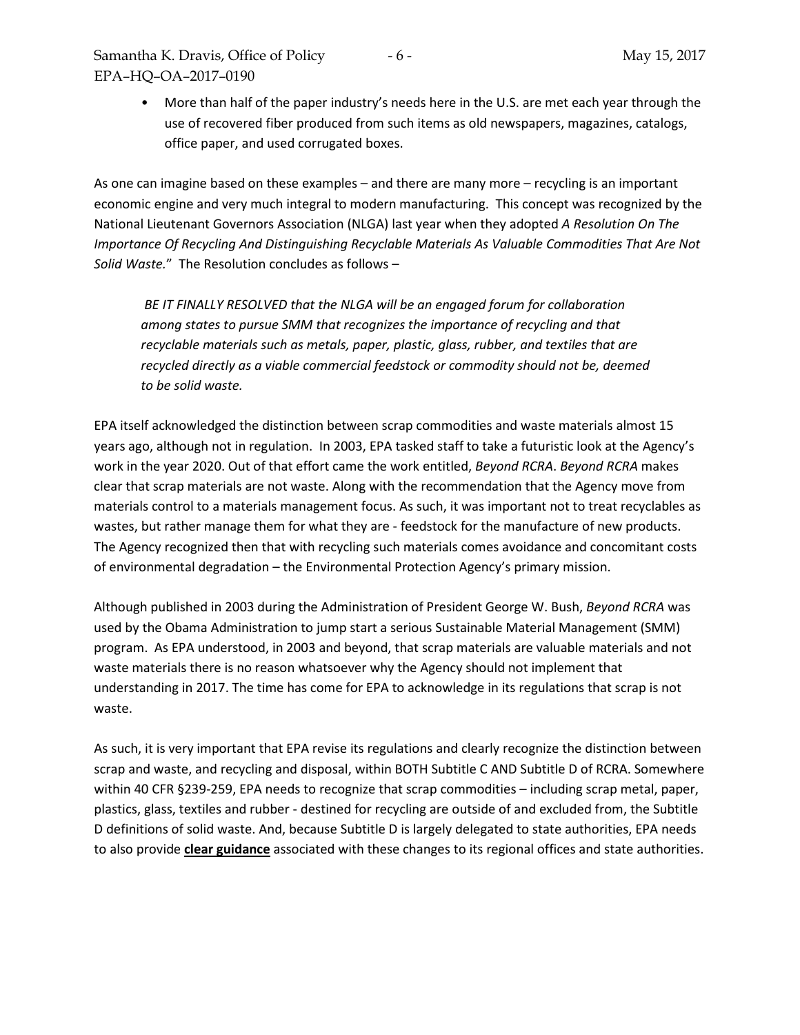- More than half of the paper industry's needs here in the U.S. are met each year through the use of recovered fiber produced from such items as old newspapers, magazines, catalogs, office paper, and used corrugated boxes.

As one can imagine based on these examples – and there are many more – recycling is an important economic engine and very much integral to modern manufacturing. This concept was recognized by the National Lieutenant Governors Association (NLGA) last year when they adopted *A Resolution On The Importance Of Recycling And Distinguishing Recyclable Materials As Valuable Commodities That Are Not Solid Waste.*" The Resolution concludes as follows –

> *BE IT FINALLY RESOLVED that the NLGA will be an engaged forum for collaboration among states to pursue SMM that recognizes the importance of recycling and that recyclable materials such as metals, paper, plastic, glass, rubber, and textiles that are recycled directly as a viable commercial feedstock or commodity should not be, deemed to be solid waste.*

EPA itself acknowledged the distinction between scrap commodities and waste materials almost 15 years ago, although not in regulation. In 2003, EPA tasked staff to take a futuristic look at the Agency's work in the year 2020. Out of that effort came the work entitled, *Beyond RCRA*. *Beyond RCRA* makes clear that scrap materials are not waste. Along with the recommendation that the Agency move from materials control to a materials management focus. As such, it was important not to treat recyclables as wastes, but rather manage them for what they are - feedstock for the manufacture of new products. The Agency recognized then that with recycling such materials comes avoidance and concomitant costs of environmental degradation – the Environmental Protection Agency's primary mission.

Although published in 2003 during the Administration of President George W. Bush, *Beyond RCRA* was used by the Obama Administration to jump start a serious Sustainable Material Management (SMM) program. As EPA understood, in 2003 and beyond, that scrap materials are valuable materials and not waste materials there is no reason whatsoever why the Agency should not implement that understanding in 2017. The time has come for EPA to acknowledge in its regulations that scrap is not waste.

As such, it is very important that EPA revise its regulations and clearly recognize the distinction between scrap and waste, and recycling and disposal, within BOTH Subtitle C AND Subtitle D of RCRA. Somewhere within 40 CFR §239-259, EPA needs to recognize that scrap commodities – including scrap metal, paper, plastics, glass, textiles and rubber - destined for recycling are outside of and excluded from, the Subtitle D definitions of solid waste. And, because Subtitle D is largely delegated to state authorities, EPA needs to also provide **clear guidance** associated with these changes to its regional offices and state authorities.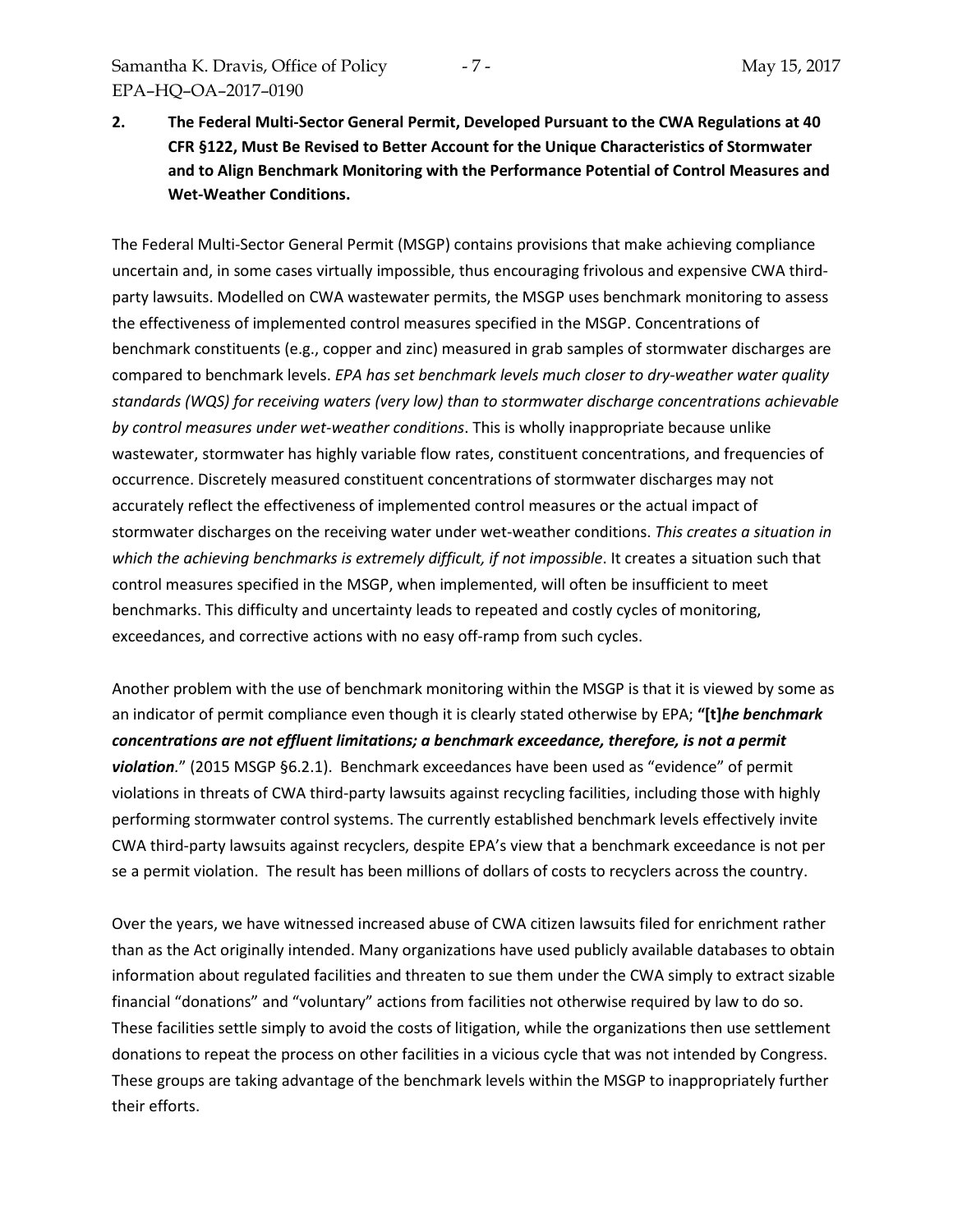**2. The Federal Multi-Sector General Permit, Developed Pursuant to the CWA Regulations at 40 CFR §122, Must Be Revised to Better Account for the Unique Characteristics of Stormwater and to Align Benchmark Monitoring with the Performance Potential of Control Measures and Wet-Weather Conditions.**

The Federal Multi-Sector General Permit (MSGP) contains provisions that make achieving compliance uncertain and, in some cases virtually impossible, thus encouraging frivolous and expensive CWA third-party lawsuits. Modelled on CWA wastewater permits, the MSGP uses benchmark monitoring to assess the effectiveness of implemented control measures specified in the MSGP. Concentrations of benchmark constituents (e.g., copper and zinc) measured in grab samples of stormwater discharges are compared to benchmark levels. *EPA has set benchmark levels much closer to dry-weather water quality standards (WQS) for receiving waters (very low) than to stormwater discharge concentrations achievable by control measures under wet-weather conditions*. This is wholly inappropriate because unlike wastewater, stormwater has highly variable flow rates, constituent concentrations, and frequencies of occurrence. Discretely measured constituent concentrations of stormwater discharges may not accurately reflect the effectiveness of implemented control measures or the actual impact of stormwater discharges on the receiving water under wet-weather conditions. *This creates a situation in which the achieving benchmarks is extremely difficult, if not impossible*. It creates a situation such that control measures specified in the MSGP, when implemented, will often be insufficient to meet benchmarks. This difficulty and uncertainty leads to repeated and costly cycles of monitoring, exceedances, and corrective actions with no easy off-ramp from such cycles.

Another problem with the use of benchmark monitoring within the MSGP is that it is viewed by some as an indicator of permit compliance even though it is clearly stated otherwise by EPA; **"[t]*he benchmark concentrations are not effluent limitations; a benchmark exceedance, therefore, is not a permit violation*.**" (2015 MSGP §6.2.1). Benchmark exceedances have been used as "evidence" of permit violations in threats of CWA third-party lawsuits against recycling facilities, including those with highly performing stormwater control systems. The currently established benchmark levels effectively invite CWA third-party lawsuits against recyclers, despite EPA's view that a benchmark exceedance is not per se a permit violation. The result has been millions of dollars of costs to recyclers across the country.

Over the years, we have witnessed increased abuse of CWA citizen lawsuits filed for enrichment rather than as the Act originally intended. Many organizations have used publicly available databases to obtain information about regulated facilities and threaten to sue them under the CWA simply to extract sizable financial "donations" and "voluntary" actions from facilities not otherwise required by law to do so. These facilities settle simply to avoid the costs of litigation, while the organizations then use settlement donations to repeat the process on other facilities in a vicious cycle that was not intended by Congress. These groups are taking advantage of the benchmark levels within the MSGP to inappropriately further their efforts.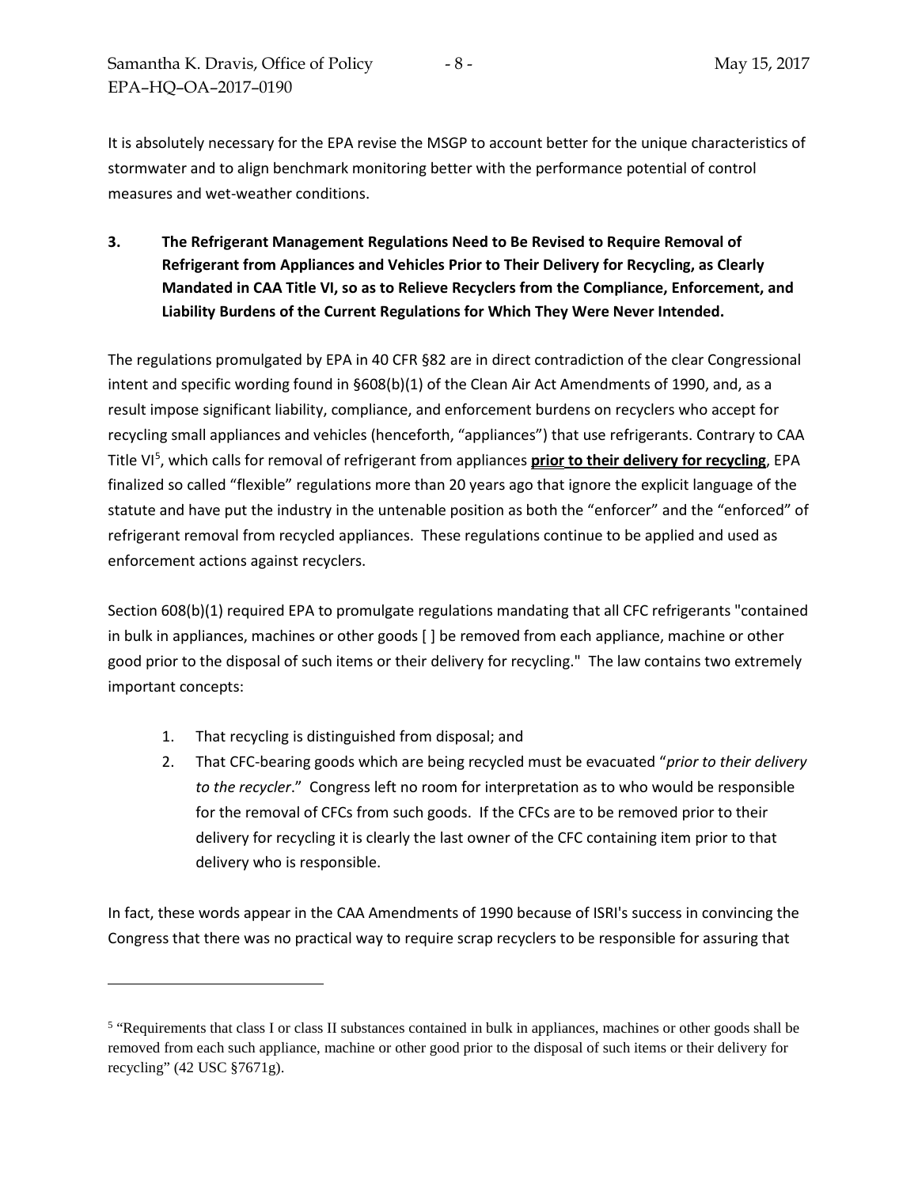It is absolutely necessary for the EPA revise the MSGP to account better for the unique characteristics of stormwater and to align benchmark monitoring better with the performance potential of control measures and wet-weather conditions.

**3. The Refrigerant Management Regulations Need to Be Revised to Require Removal of Refrigerant from Appliances and Vehicles Prior to Their Delivery for Recycling, as Clearly Mandated in CAA Title VI, so as to Relieve Recyclers from the Compliance, Enforcement, and Liability Burdens of the Current Regulations for Which They Were Never Intended.**

The regulations promulgated by EPA in 40 CFR §82 are in direct contradiction of the clear Congressional intent and specific wording found in §608(b)(1) of the Clean Air Act Amendments of 1990, and, as a result impose significant liability, compliance, and enforcement burdens on recyclers who accept for recycling small appliances and vehicles (henceforth, "appliances") that use refrigerants. Contrary to CAA Title VI[5], which calls for removal of refrigerant from appliances **prior to their delivery for recycling**, EPA finalized so called "flexible" regulations more than 20 years ago that ignore the explicit language of the statute and have put the industry in the untenable position as both the "enforcer" and the "enforced" of refrigerant removal from recycled appliances. These regulations continue to be applied and used as enforcement actions against recyclers.

Section 608(b)(1) required EPA to promulgate regulations mandating that all CFC refrigerants "contained in bulk in appliances, machines or other goods [ ] be removed from each appliance, machine or other good prior to the disposal of such items or their delivery for recycling." The law contains two extremely important concepts:

1. That recycling is distinguished from disposal; and
2. That CFC-bearing goods which are being recycled must be evacuated "*prior to their delivery to the recycler*." Congress left no room for interpretation as to who would be responsible for the removal of CFCs from such goods. If the CFCs are to be removed prior to their delivery for recycling it is clearly the last owner of the CFC containing item prior to that delivery who is responsible.

In fact, these words appear in the CAA Amendments of 1990 because of ISRI's success in convincing the Congress that there was no practical way to require scrap recyclers to be responsible for assuring that

---

[5] "Requirements that class I or class II substances contained in bulk in appliances, machines or other goods shall be removed from each such appliance, machine or other good prior to the disposal of such items or their delivery for recycling" (42 USC §7671g).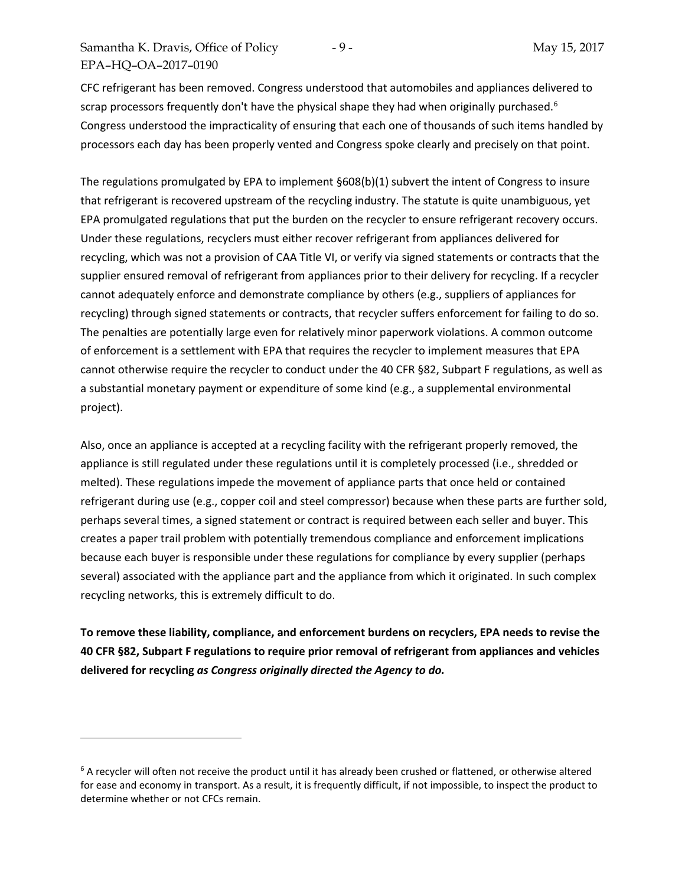CFC refrigerant has been removed. Congress understood that automobiles and appliances delivered to scrap processors frequently don't have the physical shape they had when originally purchased.[6] Congress understood the impracticality of ensuring that each one of thousands of such items handled by processors each day has been properly vented and Congress spoke clearly and precisely on that point.

The regulations promulgated by EPA to implement §608(b)(1) subvert the intent of Congress to insure that refrigerant is recovered upstream of the recycling industry. The statute is quite unambiguous, yet EPA promulgated regulations that put the burden on the recycler to ensure refrigerant recovery occurs. Under these regulations, recyclers must either recover refrigerant from appliances delivered for recycling, which was not a provision of CAA Title VI, or verify via signed statements or contracts that the supplier ensured removal of refrigerant from appliances prior to their delivery for recycling. If a recycler cannot adequately enforce and demonstrate compliance by others (e.g., suppliers of appliances for recycling) through signed statements or contracts, that recycler suffers enforcement for failing to do so. The penalties are potentially large even for relatively minor paperwork violations. A common outcome of enforcement is a settlement with EPA that requires the recycler to implement measures that EPA cannot otherwise require the recycler to conduct under the 40 CFR §82, Subpart F regulations, as well as a substantial monetary payment or expenditure of some kind (e.g., a supplemental environmental project).

Also, once an appliance is accepted at a recycling facility with the refrigerant properly removed, the appliance is still regulated under these regulations until it is completely processed (i.e., shredded or melted). These regulations impede the movement of appliance parts that once held or contained refrigerant during use (e.g., copper coil and steel compressor) because when these parts are further sold, perhaps several times, a signed statement or contract is required between each seller and buyer. This creates a paper trail problem with potentially tremendous compliance and enforcement implications because each buyer is responsible under these regulations for compliance by every supplier (perhaps several) associated with the appliance part and the appliance from which it originated. In such complex recycling networks, this is extremely difficult to do.

**To remove these liability, compliance, and enforcement burdens on recyclers, EPA needs to revise the 40 CFR §82, Subpart F regulations to require prior removal of refrigerant from appliances and vehicles delivered for recycling *as Congress originally directed the Agency to do.***

---

[6] A recycler will often not receive the product until it has already been crushed or flattened, or otherwise altered for ease and economy in transport. As a result, it is frequently difficult, if not impossible, to inspect the product to determine whether or not CFCs remain.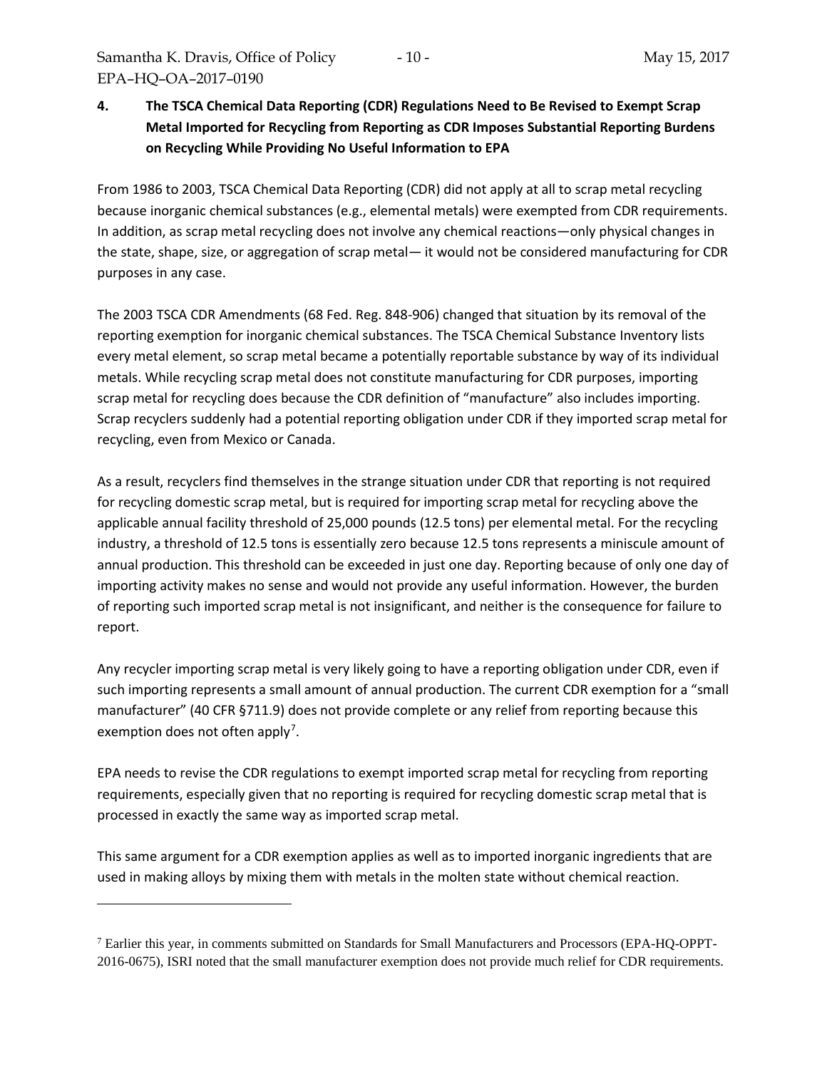## 4. The TSCA Chemical Data Reporting (CDR) Regulations Need to Be Revised to Exempt Scrap Metal Imported for Recycling from Reporting as CDR Imposes Substantial Reporting Burdens on Recycling While Providing No Useful Information to EPA

From 1986 to 2003, TSCA Chemical Data Reporting (CDR) did not apply at all to scrap metal recycling because inorganic chemical substances (e.g., elemental metals) were exempted from CDR requirements. In addition, as scrap metal recycling does not involve any chemical reactions—only physical changes in the state, shape, size, or aggregation of scrap metal— it would not be considered manufacturing for CDR purposes in any case.

The 2003 TSCA CDR Amendments (68 Fed. Reg. 848-906) changed that situation by its removal of the reporting exemption for inorganic chemical substances. The TSCA Chemical Substance Inventory lists every metal element, so scrap metal became a potentially reportable substance by way of its individual metals. While recycling scrap metal does not constitute manufacturing for CDR purposes, importing scrap metal for recycling does because the CDR definition of "manufacture" also includes importing. Scrap recyclers suddenly had a potential reporting obligation under CDR if they imported scrap metal for recycling, even from Mexico or Canada.

As a result, recyclers find themselves in the strange situation under CDR that reporting is not required for recycling domestic scrap metal, but is required for importing scrap metal for recycling above the applicable annual facility threshold of 25,000 pounds (12.5 tons) per elemental metal. For the recycling industry, a threshold of 12.5 tons is essentially zero because 12.5 tons represents a miniscule amount of annual production. This threshold can be exceeded in just one day. Reporting because of only one day of importing activity makes no sense and would not provide any useful information. However, the burden of reporting such imported scrap metal is not insignificant, and neither is the consequence for failure to report.

Any recycler importing scrap metal is very likely going to have a reporting obligation under CDR, even if such importing represents a small amount of annual production. The current CDR exemption for a "small manufacturer" (40 CFR §711.9) does not provide complete or any relief from reporting because this exemption does not often apply[7].

EPA needs to revise the CDR regulations to exempt imported scrap metal for recycling from reporting requirements, especially given that no reporting is required for recycling domestic scrap metal that is processed in exactly the same way as imported scrap metal.

This same argument for a CDR exemption applies as well as to imported inorganic ingredients that are used in making alloys by mixing them with metals in the molten state without chemical reaction.

---

[7] Earlier this year, in comments submitted on Standards for Small Manufacturers and Processors (EPA-HQ-OPPT-2016-0675), ISRI noted that the small manufacturer exemption does not provide much relief for CDR requirements.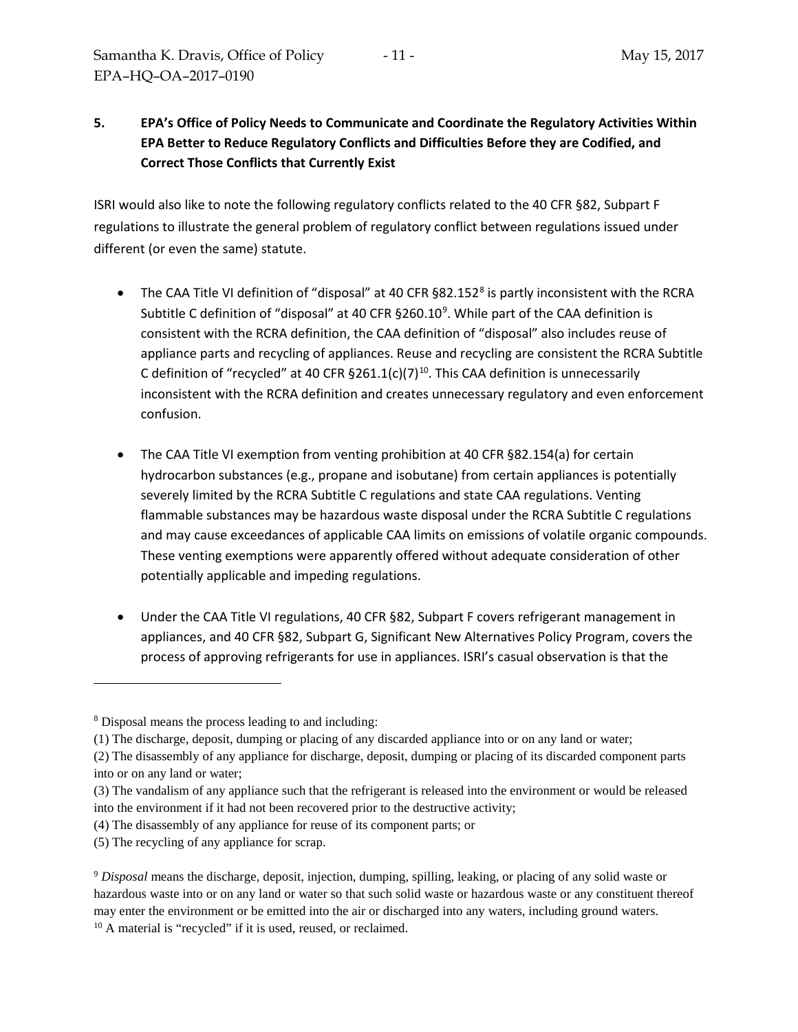**5. EPA's Office of Policy Needs to Communicate and Coordinate the Regulatory Activities Within EPA Better to Reduce Regulatory Conflicts and Difficulties Before they are Codified, and Correct Those Conflicts that Currently Exist**

ISRI would also like to note the following regulatory conflicts related to the 40 CFR §82, Subpart F regulations to illustrate the general problem of regulatory conflict between regulations issued under different (or even the same) statute.

- The CAA Title VI definition of "disposal" at 40 CFR §82.152[8] is partly inconsistent with the RCRA Subtitle C definition of "disposal" at 40 CFR §260.10[9]. While part of the CAA definition is consistent with the RCRA definition, the CAA definition of "disposal" also includes reuse of appliance parts and recycling of appliances. Reuse and recycling are consistent the RCRA Subtitle C definition of "recycled" at 40 CFR §261.1(c)(7)[10]. This CAA definition is unnecessarily inconsistent with the RCRA definition and creates unnecessary regulatory and even enforcement confusion.

- The CAA Title VI exemption from venting prohibition at 40 CFR §82.154(a) for certain hydrocarbon substances (e.g., propane and isobutane) from certain appliances is potentially severely limited by the RCRA Subtitle C regulations and state CAA regulations. Venting flammable substances may be hazardous waste disposal under the RCRA Subtitle C regulations and may cause exceedances of applicable CAA limits on emissions of volatile organic compounds. These venting exemptions were apparently offered without adequate consideration of other potentially applicable and impeding regulations.

- Under the CAA Title VI regulations, 40 CFR §82, Subpart F covers refrigerant management in appliances, and 40 CFR §82, Subpart G, Significant New Alternatives Policy Program, covers the process of approving refrigerants for use in appliances. ISRI's casual observation is that the

---

[8] Disposal means the process leading to and including:
(1) The discharge, deposit, dumping or placing of any discarded appliance into or on any land or water;
(2) The disassembly of any appliance for discharge, deposit, dumping or placing of its discarded component parts into or on any land or water;
(3) The vandalism of any appliance such that the refrigerant is released into the environment or would be released into the environment if it had not been recovered prior to the destructive activity;
(4) The disassembly of any appliance for reuse of its component parts; or
(5) The recycling of any appliance for scrap.

[9] *Disposal* means the discharge, deposit, injection, dumping, spilling, leaking, or placing of any solid waste or hazardous waste into or on any land or water so that such solid waste or hazardous waste or any constituent thereof may enter the environment or be emitted into the air or discharged into any waters, including ground waters.

[10] A material is "recycled" if it is used, reused, or reclaimed.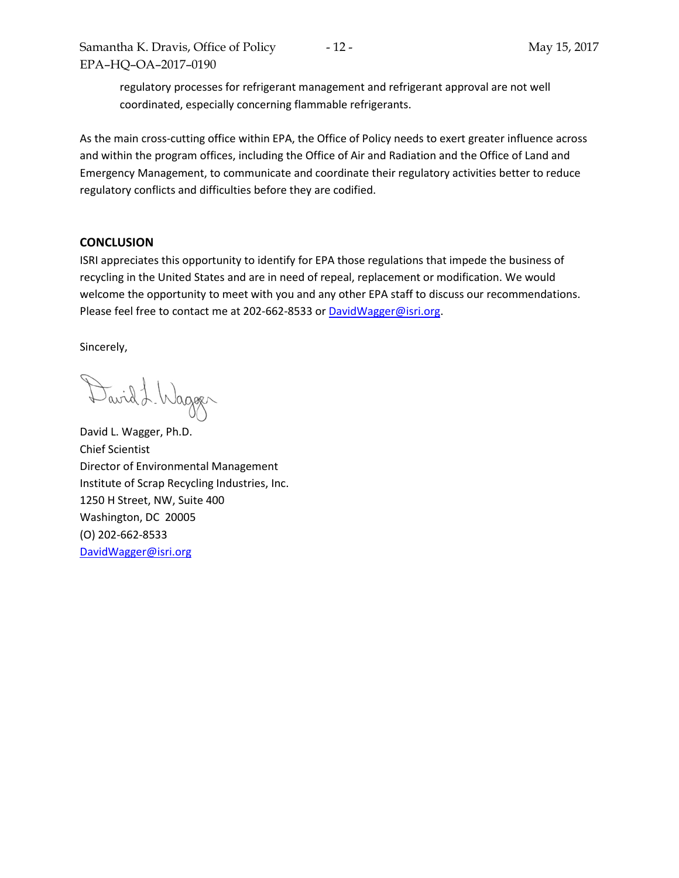regulatory processes for refrigerant management and refrigerant approval are not well coordinated, especially concerning flammable refrigerants.

As the main cross-cutting office within EPA, the Office of Policy needs to exert greater influence across and within the program offices, including the Office of Air and Radiation and the Office of Land and Emergency Management, to communicate and coordinate their regulatory activities better to reduce regulatory conflicts and difficulties before they are codified.

**CONCLUSION**

ISRI appreciates this opportunity to identify for EPA those regulations that impede the business of recycling in the United States and are in need of repeal, replacement or modification. We would welcome the opportunity to meet with you and any other EPA staff to discuss our recommendations. Please feel free to contact me at 202-662-8533 or DavidWagger@isri.org.

Sincerely,

David L. Wagger

David L. Wagger, Ph.D.
Chief Scientist
Director of Environmental Management
Institute of Scrap Recycling Industries, Inc.
1250 H Street, NW, Suite 400
Washington, DC 20005
(O) 202-662-8533
DavidWagger@isri.org